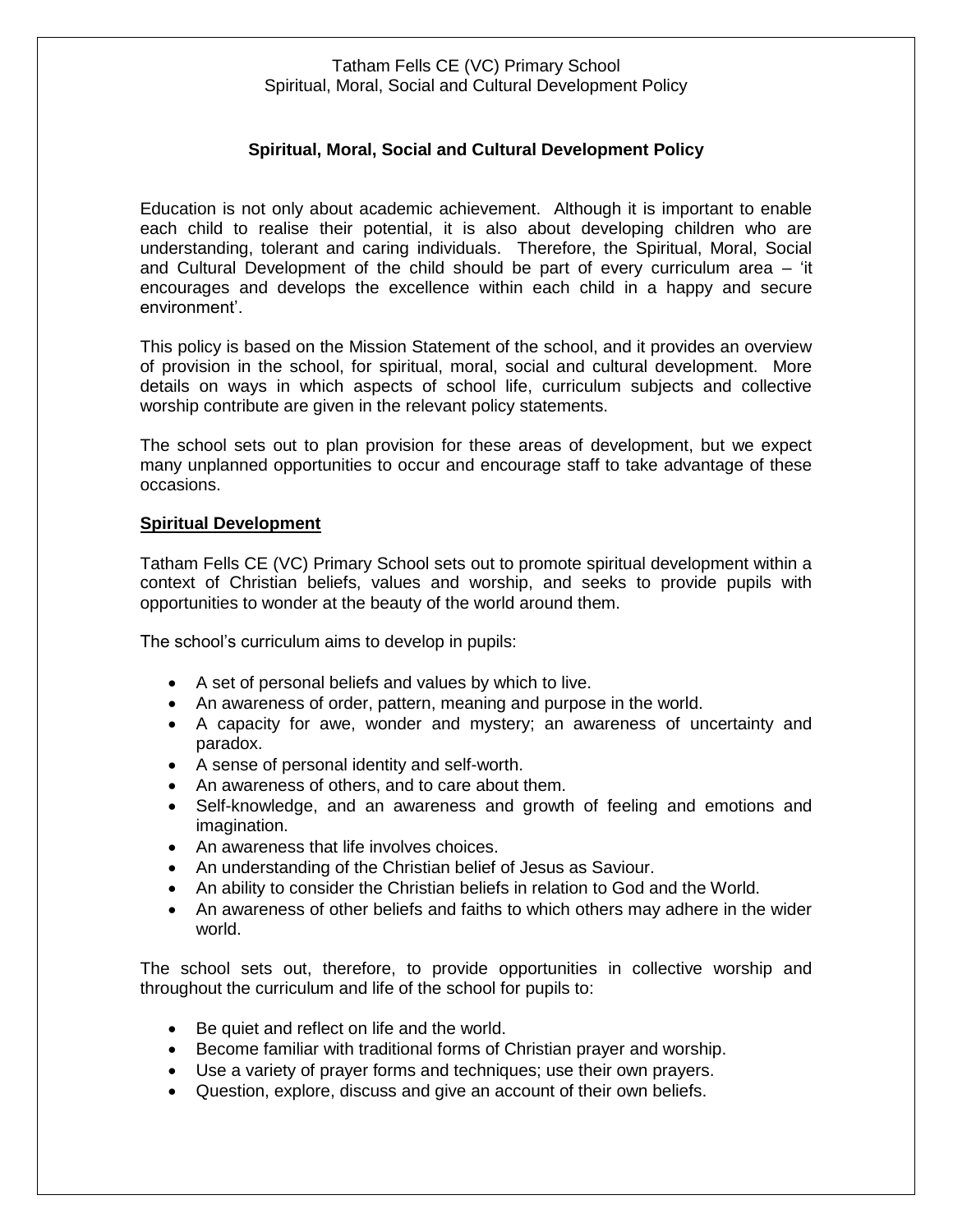# Spiritual, Moral, Social and Cultural Development Policy

Education is not only about academic achievement. Although it is important to enable each child to realise their potential, it is also about developing children who are understanding, tolerant and caring individuals. Therefore, the Spiritual, Moral, Social and Cultural Development of the child should be part of every curriculum area – 'it encourages and develops the excellence within each child in a happy and secure environment'.

This policy is based on the Mission Statement of the school, and it provides an overview of provision in the school, for spiritual, moral, social and cultural development. More details on ways in which aspects of school life, curriculum subjects and collective worship contribute are given in the relevant policy statements.

The school sets out to plan provision for these areas of development, but we expect many unplanned opportunities to occur and encourage staff to take advantage of these occasions.

## Spiritual Development

Tatham Fells CE (VC) Primary School sets out to promote spiritual development within a context of Christian beliefs, values and worship, and seeks to provide pupils with opportunities to wonder at the beauty of the world around them.

The school's curriculum aims to develop in pupils:

- A set of personal beliefs and values by which to live.
- An awareness of order, pattern, meaning and purpose in the world.
- A capacity for awe, wonder and mystery; an awareness of uncertainty and paradox.
- A sense of personal identity and self-worth.
- An awareness of others, and to care about them.
- Self-knowledge, and an awareness and growth of feeling and emotions and imagination.
- An awareness that life involves choices.
- An understanding of the Christian belief of Jesus as Saviour.
- An ability to consider the Christian beliefs in relation to God and the World.
- An awareness of other beliefs and faiths to which others may adhere in the wider world.

The school sets out, therefore, to provide opportunities in collective worship and throughout the curriculum and life of the school for pupils to:

- Be quiet and reflect on life and the world.
- Become familiar with traditional forms of Christian prayer and worship.
- Use a variety of prayer forms and techniques; use their own prayers.
- Question, explore, discuss and give an account of their own beliefs.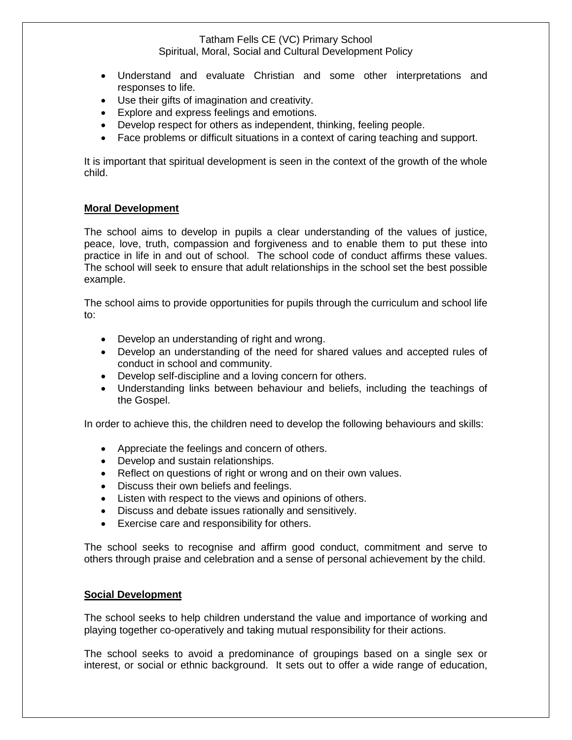- Understand and evaluate Christian and some other interpretations and responses to life.
- Use their gifts of imagination and creativity.
- Explore and express feelings and emotions.
- Develop respect for others as independent, thinking, feeling people.
- Face problems or difficult situations in a context of caring teaching and support.

It is important that spiritual development is seen in the context of the growth of the whole child.

## Moral Development

The school aims to develop in pupils a clear understanding of the values of justice, peace, love, truth, compassion and forgiveness and to enable them to put these into practice in life in and out of school. The school code of conduct affirms these values. The school will seek to ensure that adult relationships in the school set the best possible example.

The school aims to provide opportunities for pupils through the curriculum and school life to:

- Develop an understanding of right and wrong.
- Develop an understanding of the need for shared values and accepted rules of conduct in school and community.
- Develop self-discipline and a loving concern for others.
- Understanding links between behaviour and beliefs, including the teachings of the Gospel.

In order to achieve this, the children need to develop the following behaviours and skills:

- Appreciate the feelings and concern of others.
- Develop and sustain relationships.
- Reflect on questions of right or wrong and on their own values.
- Discuss their own beliefs and feelings.
- Listen with respect to the views and opinions of others.
- Discuss and debate issues rationally and sensitively.
- Exercise care and responsibility for others.

The school seeks to recognise and affirm good conduct, commitment and serve to others through praise and celebration and a sense of personal achievement by the child.

## Social Development

The school seeks to help children understand the value and importance of working and playing together co-operatively and taking mutual responsibility for their actions.

The school seeks to avoid a predominance of groupings based on a single sex or interest, or social or ethnic background. It sets out to offer a wide range of education,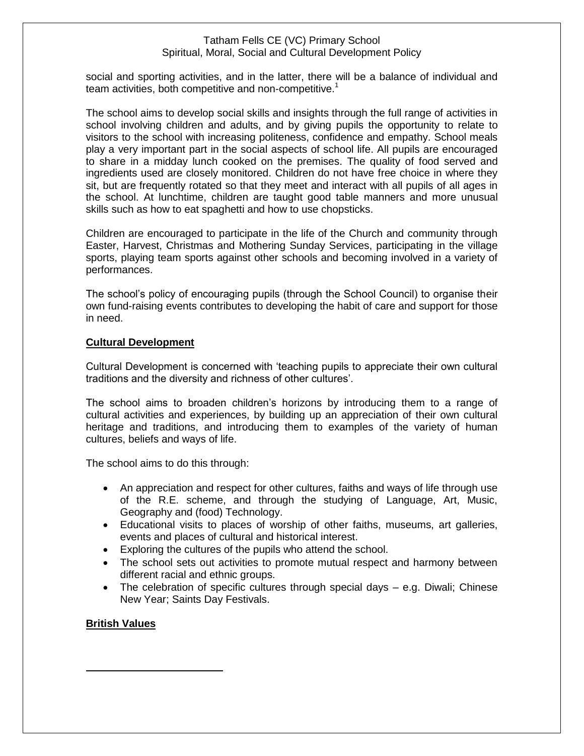social and sporting activities, and in the latter, there will be a balance of individual and team activities, both competitive and non-competitive.[1]

The school aims to develop social skills and insights through the full range of activities in school involving children and adults, and by giving pupils the opportunity to relate to visitors to the school with increasing politeness, confidence and empathy. School meals play a very important part in the social aspects of school life. All pupils are encouraged to share in a midday lunch cooked on the premises. The quality of food served and ingredients used are closely monitored. Children do not have free choice in where they sit, but are frequently rotated so that they meet and interact with all pupils of all ages in the school. At lunchtime, children are taught good table manners and more unusual skills such as how to eat spaghetti and how to use chopsticks.

Children are encouraged to participate in the life of the Church and community through Easter, Harvest, Christmas and Mothering Sunday Services, participating in the village sports, playing team sports against other schools and becoming involved in a variety of performances.

The school's policy of encouraging pupils (through the School Council) to organise their own fund-raising events contributes to developing the habit of care and support for those in need.

## Cultural Development

Cultural Development is concerned with 'teaching pupils to appreciate their own cultural traditions and the diversity and richness of other cultures'.

The school aims to broaden children's horizons by introducing them to a range of cultural activities and experiences, by building up an appreciation of their own cultural heritage and traditions, and introducing them to examples of the variety of human cultures, beliefs and ways of life.

The school aims to do this through:

- An appreciation and respect for other cultures, faiths and ways of life through use of the R.E. scheme, and through the studying of Language, Art, Music, Geography and (food) Technology.
- Educational visits to places of worship of other faiths, museums, art galleries, events and places of cultural and historical interest.
- Exploring the cultures of the pupils who attend the school.
- The school sets out activities to promote mutual respect and harmony between different racial and ethnic groups.
- The celebration of specific cultures through special days – e.g. Diwali; Chinese New Year; Saints Day Festivals.

## British Values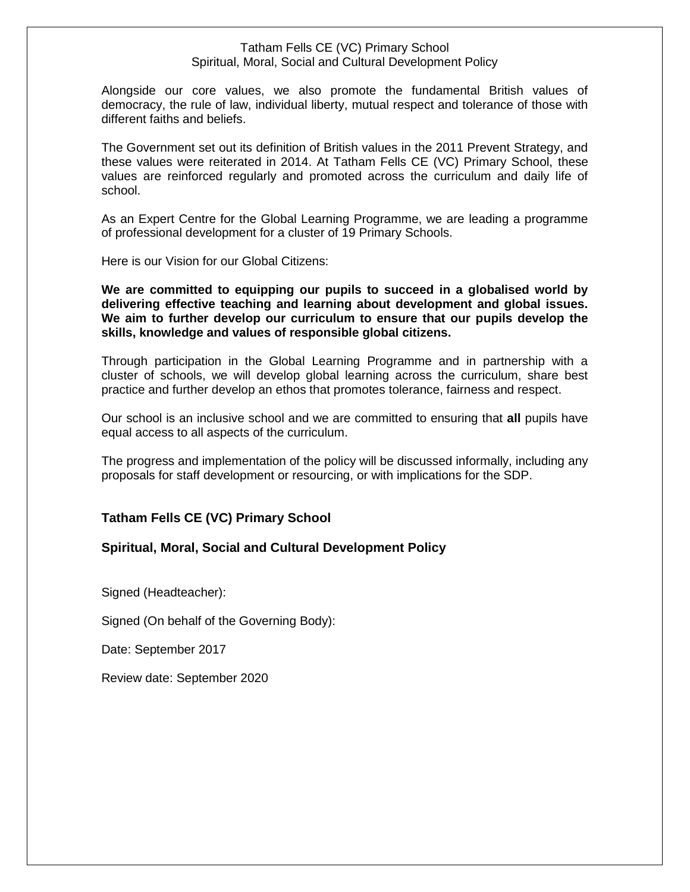Alongside our core values, we also promote the fundamental British values of democracy, the rule of law, individual liberty, mutual respect and tolerance of those with different faiths and beliefs.

The Government set out its definition of British values in the 2011 Prevent Strategy, and these values were reiterated in 2014. At Tatham Fells CE (VC) Primary School, these values are reinforced regularly and promoted across the curriculum and daily life of school.

As an Expert Centre for the Global Learning Programme, we are leading a programme of professional development for a cluster of 19 Primary Schools.

Here is our Vision for our Global Citizens:

**We are committed to equipping our pupils to succeed in a globalised world by delivering effective teaching and learning about development and global issues. We aim to further develop our curriculum to ensure that our pupils develop the skills, knowledge and values of responsible global citizens.**

Through participation in the Global Learning Programme and in partnership with a cluster of schools, we will develop global learning across the curriculum, share best practice and further develop an ethos that promotes tolerance, fairness and respect.

Our school is an inclusive school and we are committed to ensuring that **all** pupils have equal access to all aspects of the curriculum.

The progress and implementation of the policy will be discussed informally, including any proposals for staff development or resourcing, or with implications for the SDP.

**Tatham Fells CE (VC) Primary School**

**Spiritual, Moral, Social and Cultural Development Policy**

Signed (Headteacher):

Signed (On behalf of the Governing Body):

Date: September 2017

Review date: September 2020